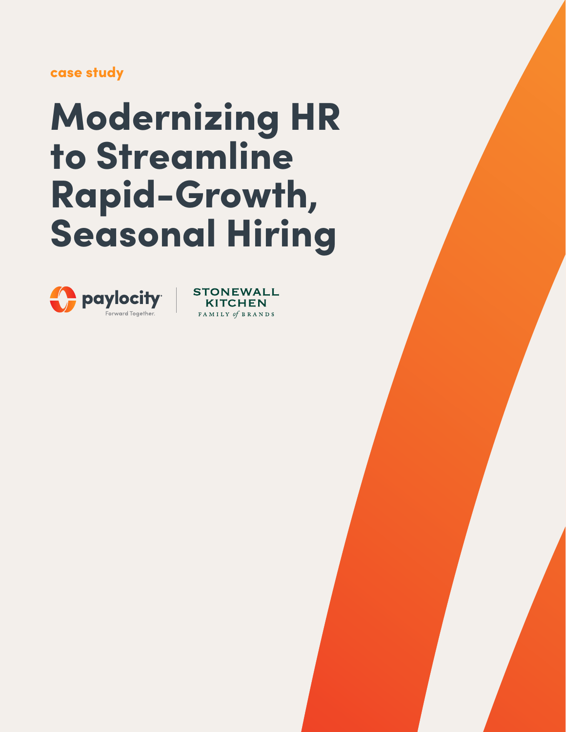case study

# Modernizing HR to Streamline Rapid-Growth, Seasonal Hiring

paylocity
Forward Together.

STONEWALL KITCHEN
FAMILY of BRANDS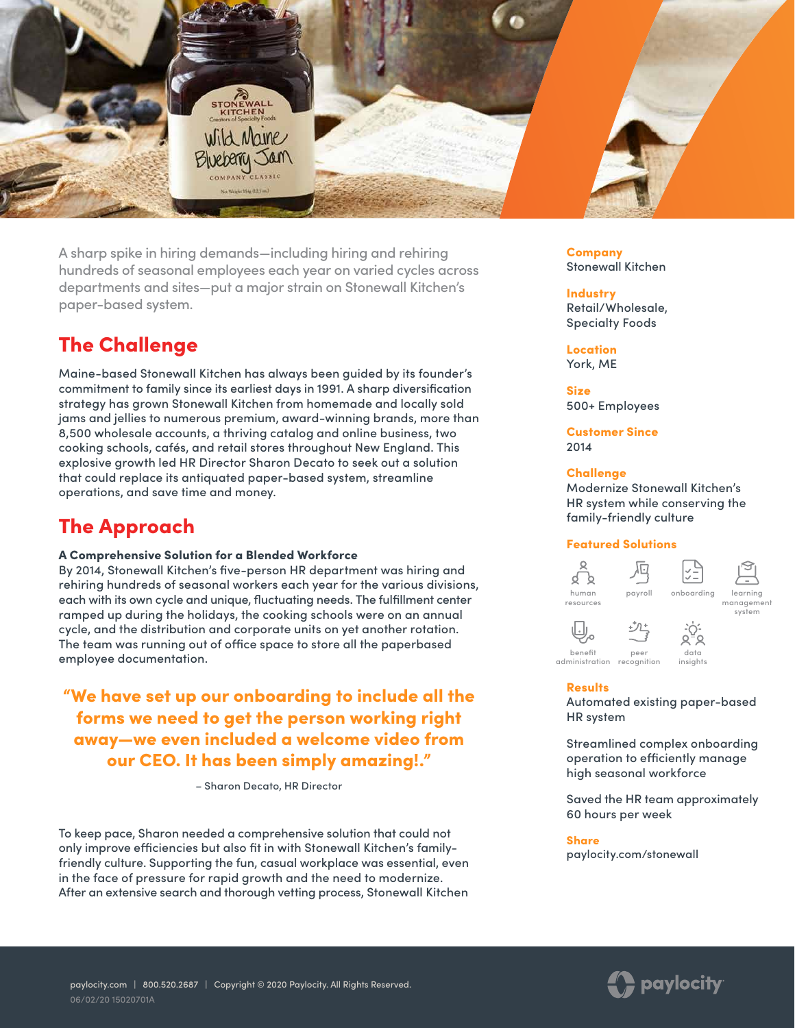A sharp spike in hiring demands—including hiring and rehiring hundreds of seasonal employees each year on varied cycles across departments and sites—put a major strain on Stonewall Kitchen's paper-based system.

## The Challenge

Maine-based Stonewall Kitchen has always been guided by its founder's commitment to family since its earliest days in 1991. A sharp diversification strategy has grown Stonewall Kitchen from homemade and locally sold jams and jellies to numerous premium, award-winning brands, more than 8,500 wholesale accounts, a thriving catalog and online business, two cooking schools, cafés, and retail stores throughout New England. This explosive growth led HR Director Sharon Decato to seek out a solution that could replace its antiquated paper-based system, streamline operations, and save time and money.

## The Approach

**A Comprehensive Solution for a Blended Workforce**

By 2014, Stonewall Kitchen's five-person HR department was hiring and rehiring hundreds of seasonal workers each year for the various divisions, each with its own cycle and unique, fluctuating needs. The fulfillment center ramped up during the holidays, the cooking schools were on an annual cycle, and the distribution and corporate units on yet another rotation. The team was running out of office space to store all the paperbased employee documentation.

> **"We have set up our onboarding to include all the forms we need to get the person working right away—we even included a welcome video from our CEO. It has been simply amazing!."**
>
> – Sharon Decato, HR Director

To keep pace, Sharon needed a comprehensive solution that could not only improve efficiencies but also fit in with Stonewall Kitchen's family-friendly culture. Supporting the fun, casual workplace was essential, even in the face of pressure for rapid growth and the need to modernize. After an extensive search and thorough vetting process, Stonewall Kitchen

**Company**
Stonewall Kitchen

**Industry**
Retail/Wholesale, Specialty Foods

**Location**
York, ME

**Size**
500+ Employees

**Customer Since**
2014

**Challenge**
Modernize Stonewall Kitchen's HR system while conserving the family-friendly culture

**Featured Solutions**
- human resources
- payroll
- onboarding
- learning management system
- benefit administration
- peer recognition
- data insights

**Results**

Automated existing paper-based HR system

Streamlined complex onboarding operation to efficiently manage high seasonal workforce

Saved the HR team approximately 60 hours per week

**Share**
paylocity.com/stonewall

paylocity.com | 800.520.2687 | Copyright © 2020 Paylocity. All Rights Reserved.
06/02/20 15020701A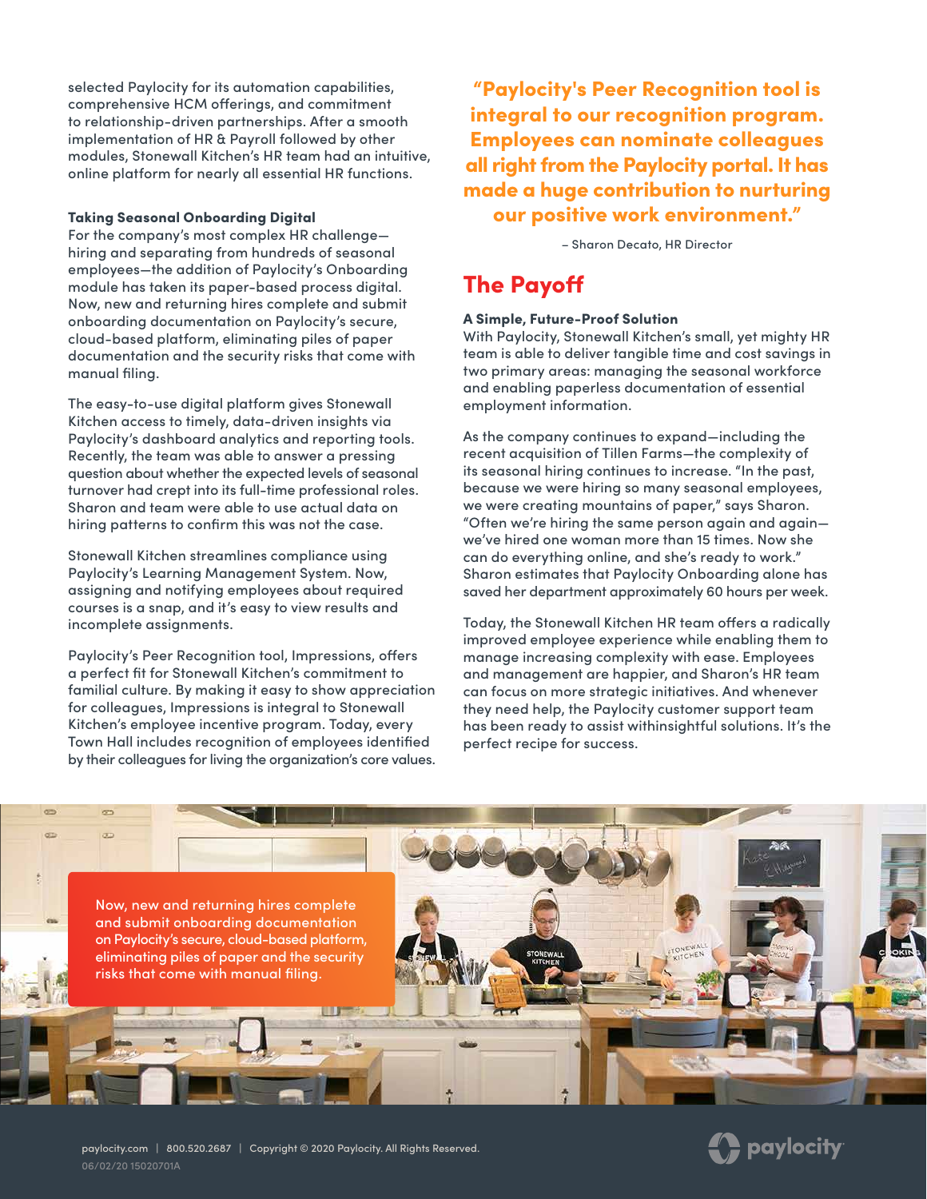selected Paylocity for its automation capabilities, comprehensive HCM offerings, and commitment to relationship-driven partnerships. After a smooth implementation of HR & Payroll followed by other modules, Stonewall Kitchen's HR team had an intuitive, online platform for nearly all essential HR functions.

### Taking Seasonal Onboarding Digital

For the company's most complex HR challenge—hiring and separating from hundreds of seasonal employees—the addition of Paylocity's Onboarding module has taken its paper-based process digital. Now, new and returning hires complete and submit onboarding documentation on Paylocity's secure, cloud-based platform, eliminating piles of paper documentation and the security risks that come with manual filing.

The easy-to-use digital platform gives Stonewall Kitchen access to timely, data-driven insights via Paylocity's dashboard analytics and reporting tools. Recently, the team was able to answer a pressing question about whether the expected levels of seasonal turnover had crept into its full-time professional roles. Sharon and team were able to use actual data on hiring patterns to confirm this was not the case.

Stonewall Kitchen streamlines compliance using Paylocity's Learning Management System. Now, assigning and notifying employees about required courses is a snap, and it's easy to view results and incomplete assignments.

Paylocity's Peer Recognition tool, Impressions, offers a perfect fit for Stonewall Kitchen's commitment to familial culture. By making it easy to show appreciation for colleagues, Impressions is integral to Stonewall Kitchen's employee incentive program. Today, every Town Hall includes recognition of employees identified by their colleagues for living the organization's core values.

> **"Paylocity's Peer Recognition tool is integral to our recognition program. Employees can nominate colleagues all right from the Paylocity portal. It has made a huge contribution to nurturing our positive work environment."**
>
> – Sharon Decato, HR Director

## The Payoff

### A Simple, Future-Proof Solution

With Paylocity, Stonewall Kitchen's small, yet mighty HR team is able to deliver tangible time and cost savings in two primary areas: managing the seasonal workforce and enabling paperless documentation of essential employment information.

As the company continues to expand—including the recent acquisition of Tillen Farms—the complexity of its seasonal hiring continues to increase. "In the past, because we were hiring so many seasonal employees, we were creating mountains of paper," says Sharon. "Often we're hiring the same person again and again—we've hired one woman more than 15 times. Now she can do everything online, and she's ready to work." Sharon estimates that Paylocity Onboarding alone has saved her department approximately 60 hours per week.

Today, the Stonewall Kitchen HR team offers a radically improved employee experience while enabling them to manage increasing complexity with ease. Employees and management are happier, and Sharon's HR team can focus on more strategic initiatives. And whenever they need help, the Paylocity customer support team has been ready to assist withinsightful solutions. It's the perfect recipe for success.

Now, new and returning hires complete and submit onboarding documentation on Paylocity's secure, cloud-based platform, eliminating piles of paper and the security risks that come with manual filing.

paylocity.com | 800.520.2687 | Copyright © 2020 Paylocity. All Rights Reserved.
06/02/20 15020701A